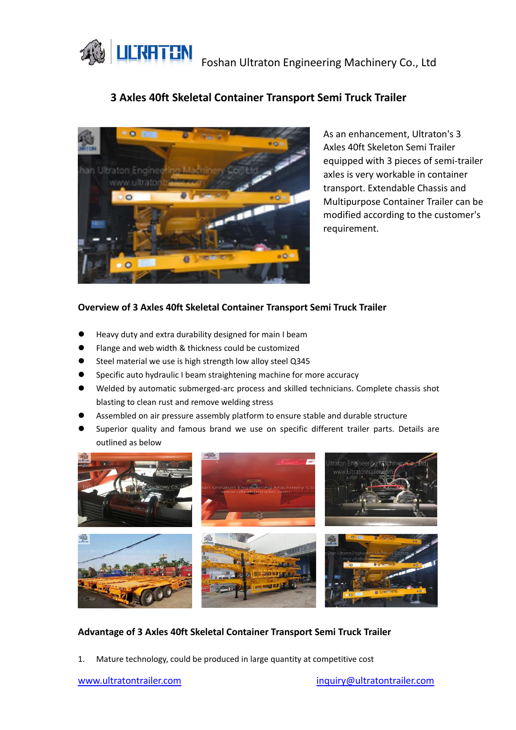Foshan Ultraton Engineering Machinery Co., Ltd

# 3 Axles 40ft Skeletal Container Transport Semi Truck Trailer

As an enhancement, Ultraton's 3 Axles 40ft Skeleton Semi Trailer equipped with 3 pieces of semi-trailer axles is very workable in container transport. Extendable Chassis and Multipurpose Container Trailer can be modified according to the customer's requirement.

## Overview of 3 Axles 40ft Skeletal Container Transport Semi Truck Trailer

- Heavy duty and extra durability designed for main I beam
- Flange and web width & thickness could be customized
- Steel material we use is high strength low alloy steel Q345
- Specific auto hydraulic I beam straightening machine for more accuracy
- Welded by automatic submerged-arc process and skilled technicians. Complete chassis shot blasting to clean rust and remove welding stress
- Assembled on air pressure assembly platform to ensure stable and durable structure
- Superior quality and famous brand we use on specific different trailer parts. Details are outlined as below

## Advantage of 3 Axles 40ft Skeletal Container Transport Semi Truck Trailer

1. Mature technology, could be produced in large quantity at competitive cost

www.ultratontrailer.com inquiry@ultratontrailer.com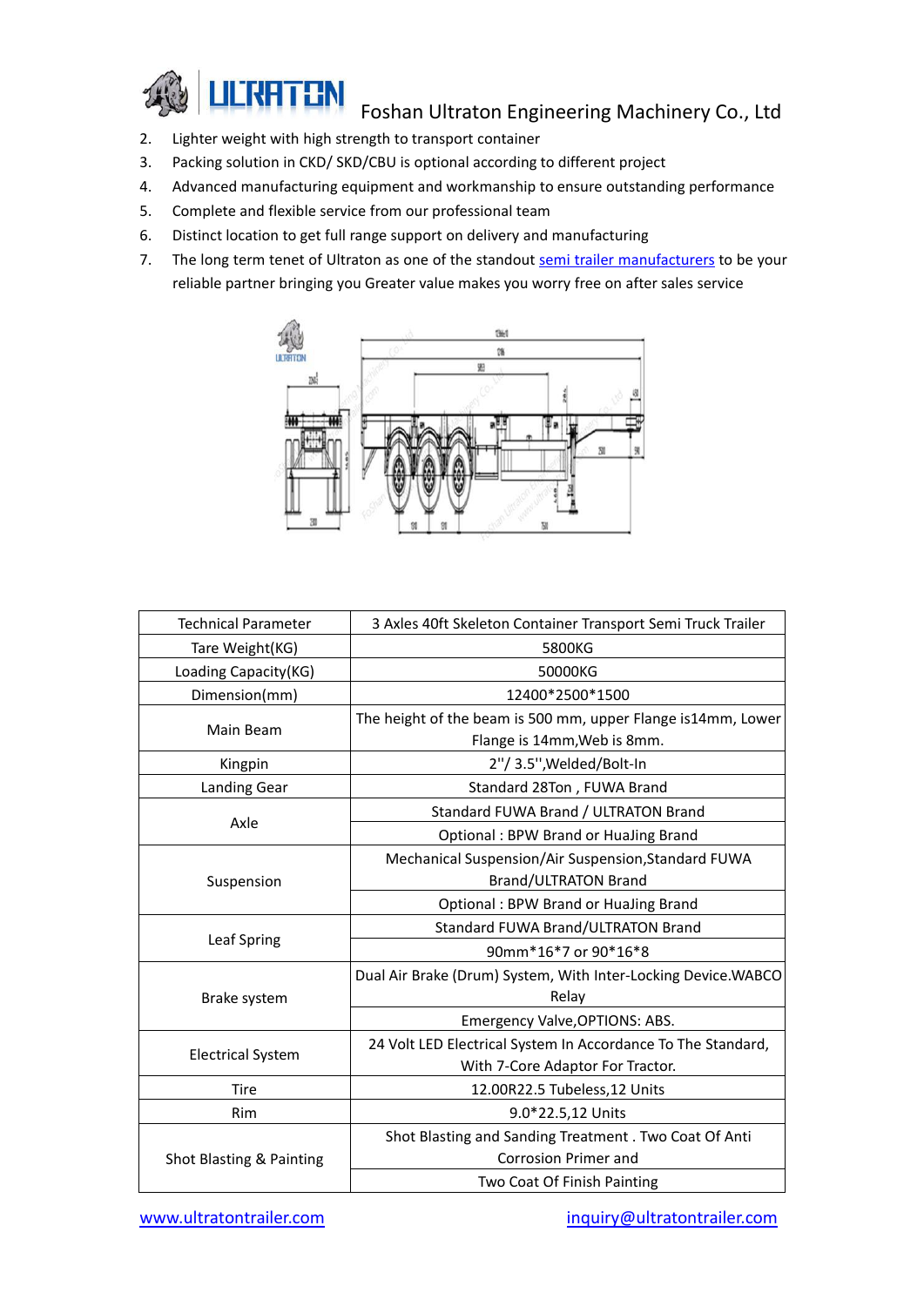2. Lighter weight with high strength to transport container
3. Packing solution in CKD/ SKD/CBU is optional according to different project
4. Advanced manufacturing equipment and workmanship to ensure outstanding performance
5. Complete and flexible service from our professional team
6. Distinct location to get full range support on delivery and manufacturing
7. The long term tenet of Ultraton as one of the standout semi trailer manufacturers to be your reliable partner bringing you Greater value makes you worry free on after sales service

| Technical Parameter | 3 Axles 40ft Skeleton Container Transport Semi Truck Trailer |
|---|---|
| Tare Weight(KG) | 5800KG |
| Loading Capacity(KG) | 50000KG |
| Dimension(mm) | 12400*2500*1500 |
| Main Beam | The height of the beam is 500 mm, upper Flange is14mm, Lower Flange is 14mm,Web is 8mm. |
| Kingpin | 2''/ 3.5'',Welded/Bolt-In |
| Landing Gear | Standard 28Ton , FUWA Brand |
| Axle | Standard FUWA Brand / ULTRATON Brand |
| | Optional : BPW Brand or HuaJing Brand |
| Suspension | Mechanical Suspension/Air Suspension,Standard FUWA Brand/ULTRATON Brand |
| | Optional : BPW Brand or HuaJing Brand |
| Leaf Spring | Standard FUWA Brand/ULTRATON Brand |
| | 90mm*16*7 or 90*16*8 |
| Brake system | Dual Air Brake (Drum) System, With Inter-Locking Device.WABCO Relay |
| | Emergency Valve,OPTIONS: ABS. |
| Electrical System | 24 Volt LED Electrical System In Accordance To The Standard, With 7-Core Adaptor For Tractor. |
| Tire | 12.00R22.5 Tubeless,12 Units |
| Rim | 9.0*22.5,12 Units |
| Shot Blasting & Painting | Shot Blasting and Sanding Treatment . Two Coat Of Anti Corrosion Primer and |
| | Two Coat Of Finish Painting |

www.ultratontrailer.com inquiry@ultratontrailer.com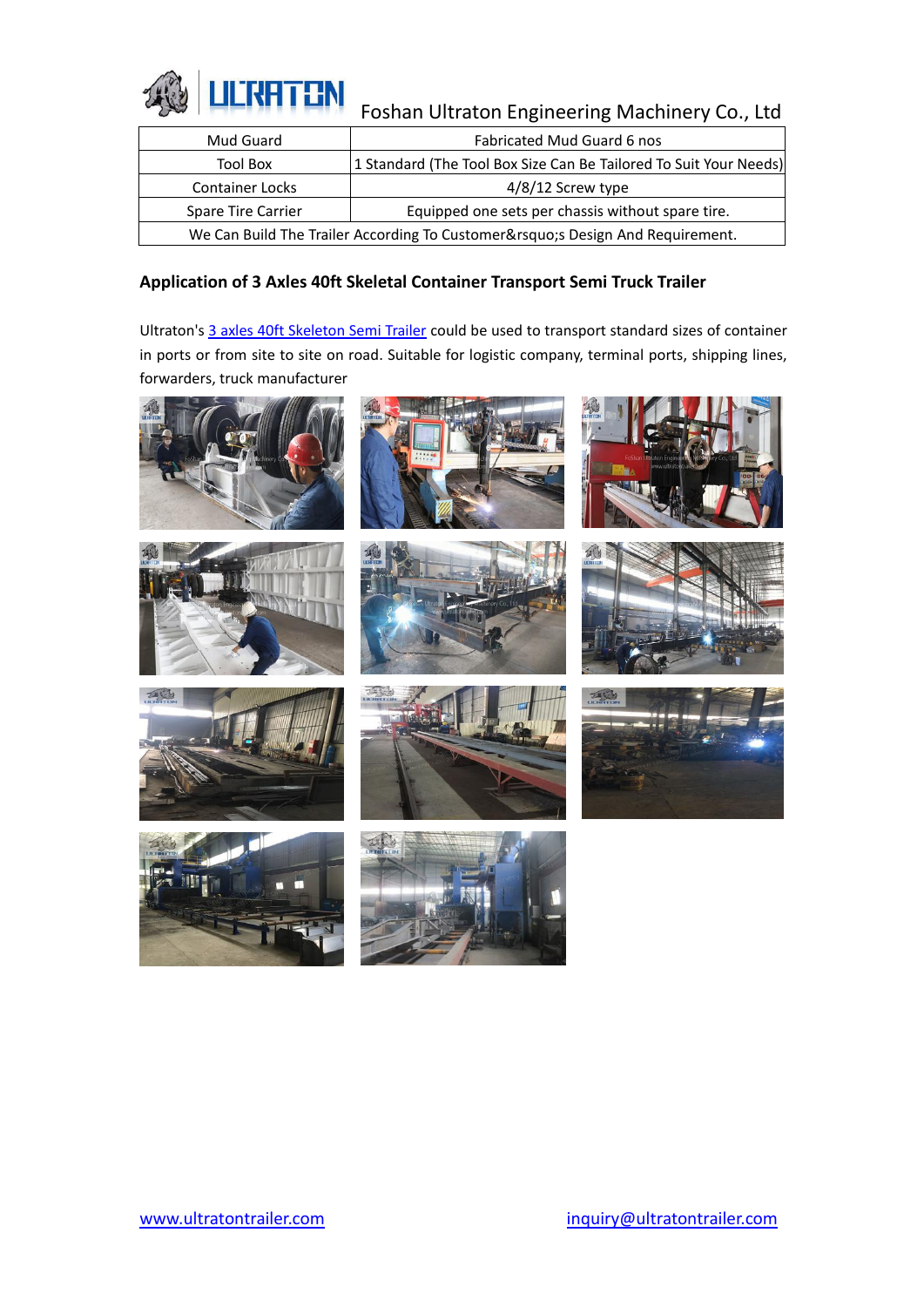| | |
|---|---|
| Mud Guard | Fabricated Mud Guard 6 nos |
| Tool Box | 1 Standard (The Tool Box Size Can Be Tailored To Suit Your Needs) |
| Container Locks | 4/8/12 Screw type |
| Spare Tire Carrier | Equipped one sets per chassis without spare tire. |
| We Can Build The Trailer According To Customer&rsquo;s Design And Requirement. | |

## Application of 3 Axles 40ft Skeletal Container Transport Semi Truck Trailer

Ultraton's 3 axles 40ft Skeleton Semi Trailer could be used to transport standard sizes of container in ports or from site to site on road. Suitable for logistic company, terminal ports, shipping lines, forwarders, truck manufacturer

www.ultratontrailer.com inquiry@ultratontrailer.com